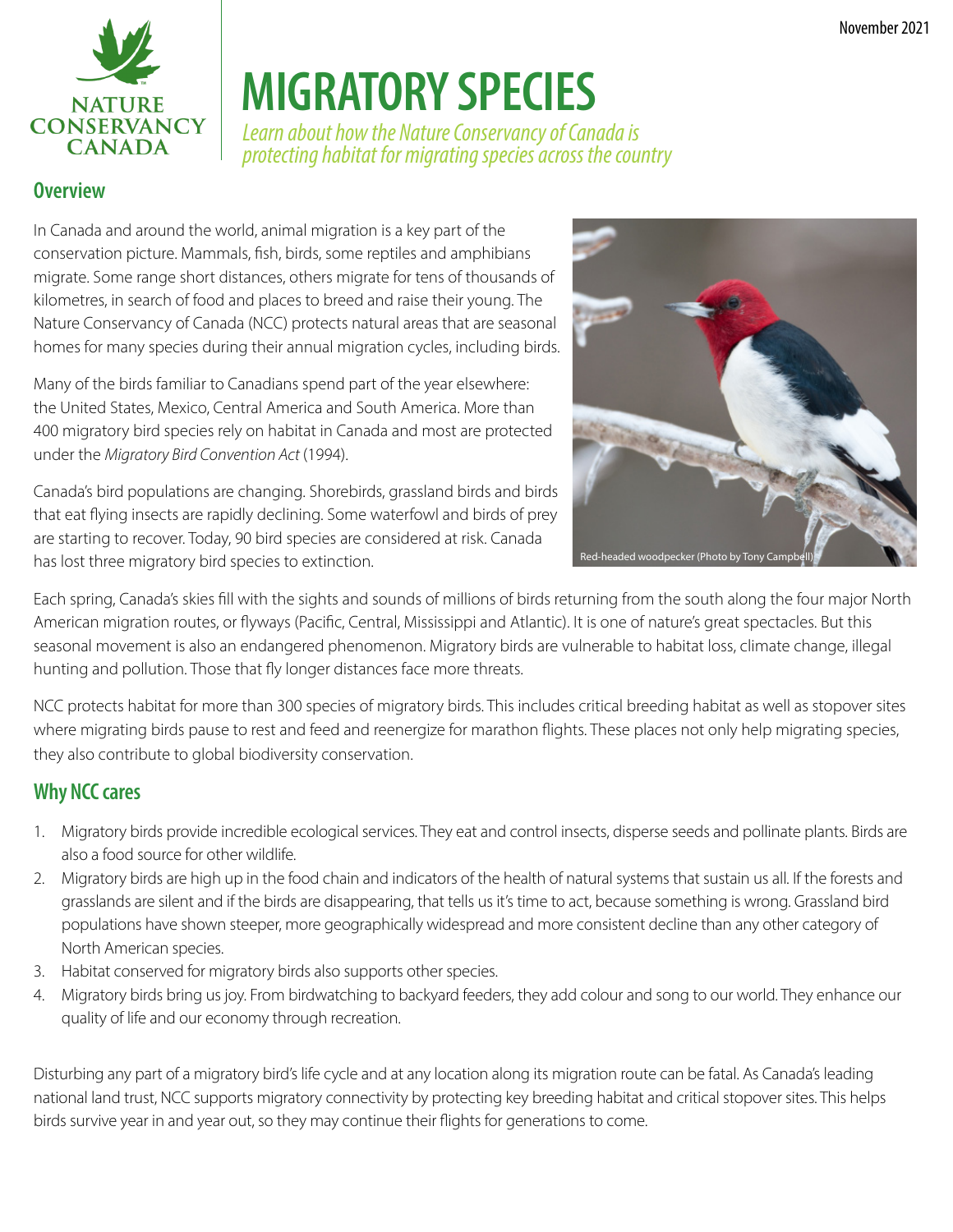November 2021

# MIGRATORY SPECIES

*Learn about how the Nature Conservancy of Canada is protecting habitat for migrating species across the country*

## Overview

In Canada and around the world, animal migration is a key part of the conservation picture. Mammals, fish, birds, some reptiles and amphibians migrate. Some range short distances, others migrate for tens of thousands of kilometres, in search of food and places to breed and raise their young. The Nature Conservancy of Canada (NCC) protects natural areas that are seasonal homes for many species during their annual migration cycles, including birds.

Many of the birds familiar to Canadians spend part of the year elsewhere: the United States, Mexico, Central America and South America. More than 400 migratory bird species rely on habitat in Canada and most are protected under the *Migratory Bird Convention Act* (1994).

Canada's bird populations are changing. Shorebirds, grassland birds and birds that eat flying insects are rapidly declining. Some waterfowl and birds of prey are starting to recover. Today, 90 bird species are considered at risk. Canada has lost three migratory bird species to extinction.

Red-headed woodpecker (Photo by Tony Campbell)

Each spring, Canada's skies fill with the sights and sounds of millions of birds returning from the south along the four major North American migration routes, or flyways (Pacific, Central, Mississippi and Atlantic). It is one of nature's great spectacles. But this seasonal movement is also an endangered phenomenon. Migratory birds are vulnerable to habitat loss, climate change, illegal hunting and pollution. Those that fly longer distances face more threats.

NCC protects habitat for more than 300 species of migratory birds. This includes critical breeding habitat as well as stopover sites where migrating birds pause to rest and feed and reenergize for marathon flights. These places not only help migrating species, they also contribute to global biodiversity conservation.

## Why NCC cares

1. Migratory birds provide incredible ecological services. They eat and control insects, disperse seeds and pollinate plants. Birds are also a food source for other wildlife.
2. Migratory birds are high up in the food chain and indicators of the health of natural systems that sustain us all. If the forests and grasslands are silent and if the birds are disappearing, that tells us it's time to act, because something is wrong. Grassland bird populations have shown steeper, more geographically widespread and more consistent decline than any other category of North American species.
3. Habitat conserved for migratory birds also supports other species.
4. Migratory birds bring us joy. From birdwatching to backyard feeders, they add colour and song to our world. They enhance our quality of life and our economy through recreation.

Disturbing any part of a migratory bird's life cycle and at any location along its migration route can be fatal. As Canada's leading national land trust, NCC supports migratory connectivity by protecting key breeding habitat and critical stopover sites. This helps birds survive year in and year out, so they may continue their flights for generations to come.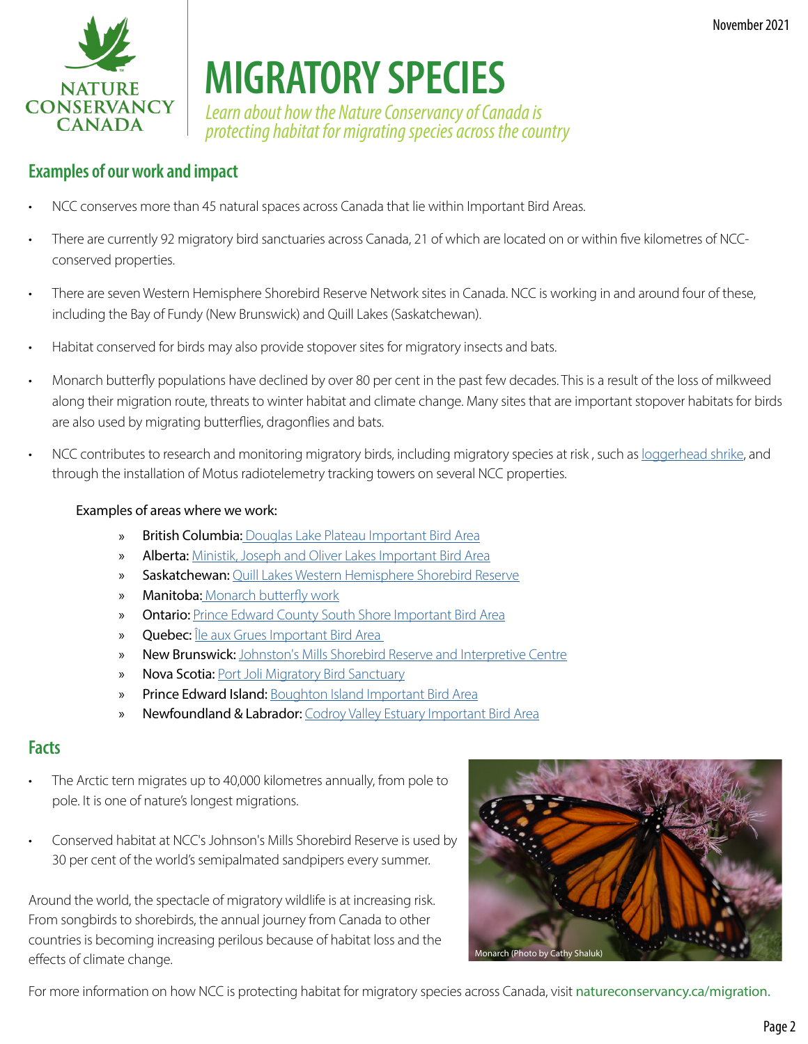# MIGRATORY SPECIES

*Learn about how the Nature Conservancy of Canada is protecting habitat for migrating species across the country*

November 2021

## Examples of our work and impact

- NCC conserves more than 45 natural spaces across Canada that lie within Important Bird Areas.
- There are currently 92 migratory bird sanctuaries across Canada, 21 of which are located on or within five kilometres of NCC-conserved properties.
- There are seven Western Hemisphere Shorebird Reserve Network sites in Canada. NCC is working in and around four of these, including the Bay of Fundy (New Brunswick) and Quill Lakes (Saskatchewan).
- Habitat conserved for birds may also provide stopover sites for migratory insects and bats.
- Monarch butterfly populations have declined by over 80 per cent in the past few decades. This is a result of the loss of milkweed along their migration route, threats to winter habitat and climate change. Many sites that are important stopover habitats for birds are also used by migrating butterflies, dragonflies and bats.
- NCC contributes to research and monitoring migratory birds, including migratory species at risk , such as loggerhead shrike, and through the installation of Motus radiotelemetry tracking towers on several NCC properties.

Examples of areas where we work:

- British Columbia: Douglas Lake Plateau Important Bird Area
- Alberta: Ministik, Joseph and Oliver Lakes Important Bird Area
- Saskatchewan: Quill Lakes Western Hemisphere Shorebird Reserve
- Manitoba: Monarch butterfly work
- Ontario: Prince Edward County South Shore Important Bird Area
- Quebec: Île aux Grues Important Bird Area
- New Brunswick: Johnston's Mills Shorebird Reserve and Interpretive Centre
- Nova Scotia: Port Joli Migratory Bird Sanctuary
- Prince Edward Island: Boughton Island Important Bird Area
- Newfoundland & Labrador: Codroy Valley Estuary Important Bird Area

## Facts

- The Arctic tern migrates up to 40,000 kilometres annually, from pole to pole. It is one of nature's longest migrations.
- Conserved habitat at NCC's Johnson's Mills Shorebird Reserve is used by 30 per cent of the world's semipalmated sandpipers every summer.

Around the world, the spectacle of migratory wildlife is at increasing risk. From songbirds to shorebirds, the annual journey from Canada to other countries is becoming increasing perilous because of habitat loss and the effects of climate change.

Monarch (Photo by Cathy Shaluk)

For more information on how NCC is protecting habitat for migratory species across Canada, visit natureconservancy.ca/migration.